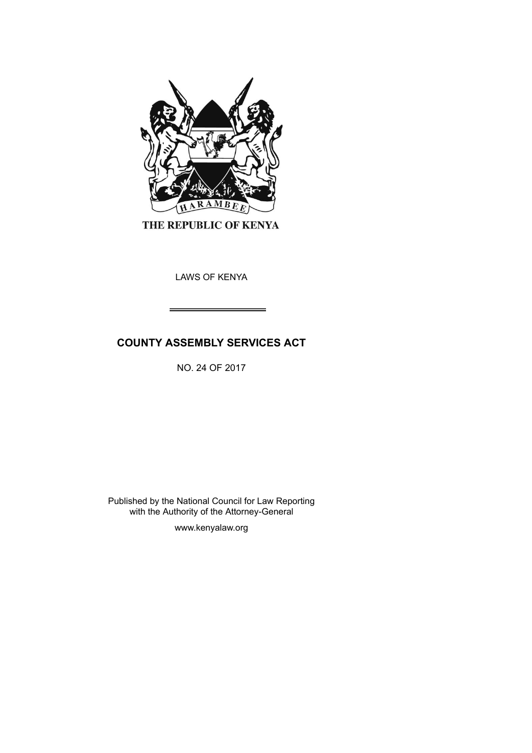THE REPUBLIC OF KENYA

LAWS OF KENYA

# COUNTY ASSEMBLY SERVICES ACT

NO. 24 OF 2017

Published by the National Council for Law Reporting
with the Authority of the Attorney-General

www.kenyalaw.org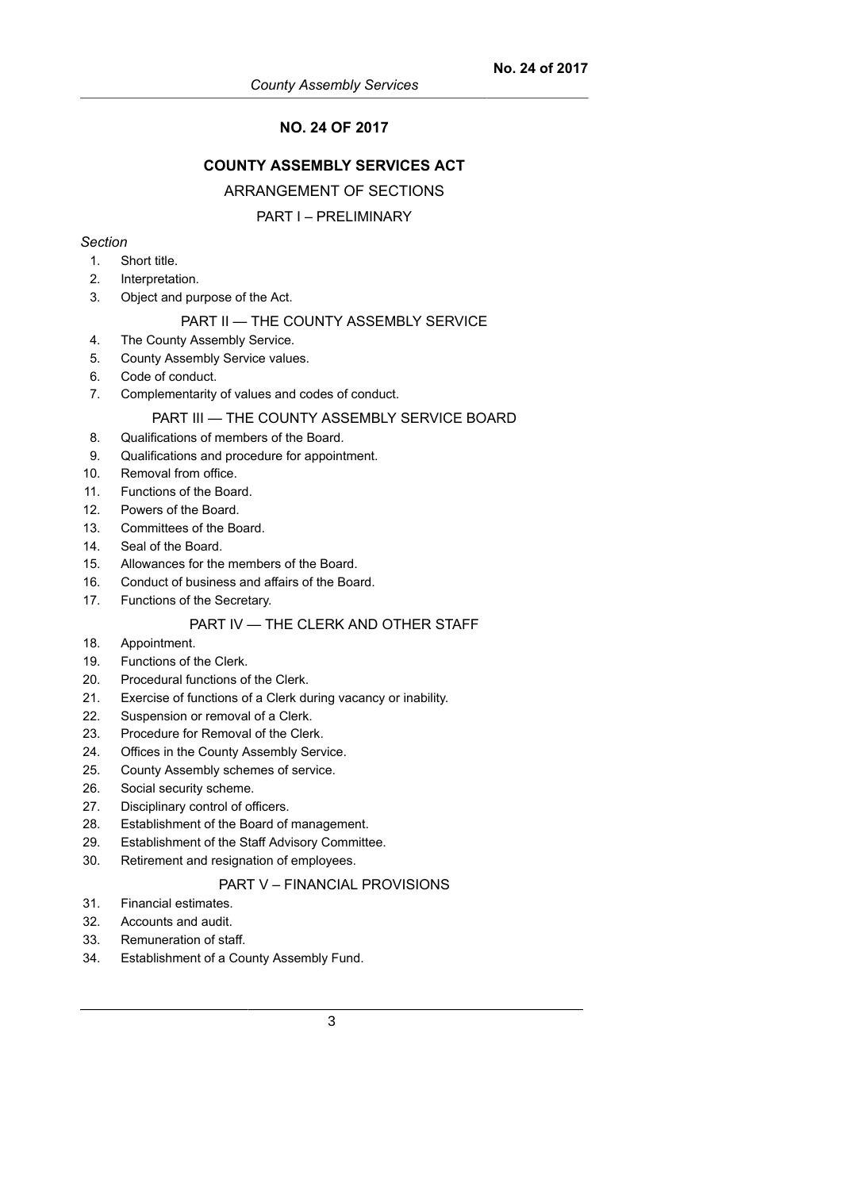# NO. 24 OF 2017

## COUNTY ASSEMBLY SERVICES ACT

ARRANGEMENT OF SECTIONS

PART I – PRELIMINARY

*Section*

1. Short title.
2. Interpretation.
3. Object and purpose of the Act.

PART II — THE COUNTY ASSEMBLY SERVICE

4. The County Assembly Service.
5. County Assembly Service values.
6. Code of conduct.
7. Complementarity of values and codes of conduct.

PART III — THE COUNTY ASSEMBLY SERVICE BOARD

8. Qualifications of members of the Board.
9. Qualifications and procedure for appointment.
10. Removal from office.
11. Functions of the Board.
12. Powers of the Board.
13. Committees of the Board.
14. Seal of the Board.
15. Allowances for the members of the Board.
16. Conduct of business and affairs of the Board.
17. Functions of the Secretary.

PART IV — THE CLERK AND OTHER STAFF

18. Appointment.
19. Functions of the Clerk.
20. Procedural functions of the Clerk.
21. Exercise of functions of a Clerk during vacancy or inability.
22. Suspension or removal of a Clerk.
23. Procedure for Removal of the Clerk.
24. Offices in the County Assembly Service.
25. County Assembly schemes of service.
26. Social security scheme.
27. Disciplinary control of officers.
28. Establishment of the Board of management.
29. Establishment of the Staff Advisory Committee.
30. Retirement and resignation of employees.

PART V – FINANCIAL PROVISIONS

31. Financial estimates.
32. Accounts and audit.
33. Remuneration of staff.
34. Establishment of a County Assembly Fund.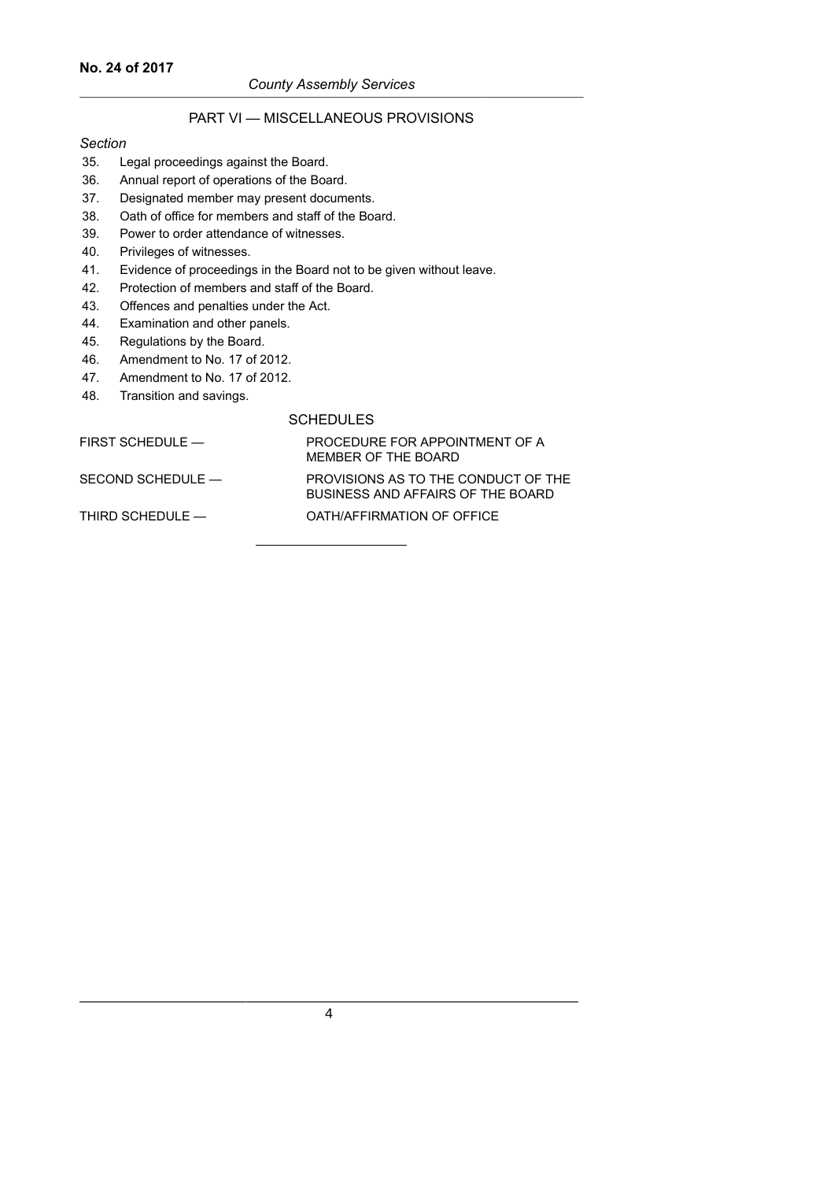## PART VI — MISCELLANEOUS PROVISIONS

*Section*

35. Legal proceedings against the Board.
36. Annual report of operations of the Board.
37. Designated member may present documents.
38. Oath of office for members and staff of the Board.
39. Power to order attendance of witnesses.
40. Privileges of witnesses.
41. Evidence of proceedings in the Board not to be given without leave.
42. Protection of members and staff of the Board.
43. Offences and penalties under the Act.
44. Examination and other panels.
45. Regulations by the Board.
46. Amendment to No. 17 of 2012.
47. Amendment to No. 17 of 2012.
48. Transition and savings.

## SCHEDULES

| | |
|---|---|
| FIRST SCHEDULE — | PROCEDURE FOR APPOINTMENT OF A MEMBER OF THE BOARD |
| SECOND SCHEDULE — | PROVISIONS AS TO THE CONDUCT OF THE BUSINESS AND AFFAIRS OF THE BOARD |
| THIRD SCHEDULE — | OATH/AFFIRMATION OF OFFICE |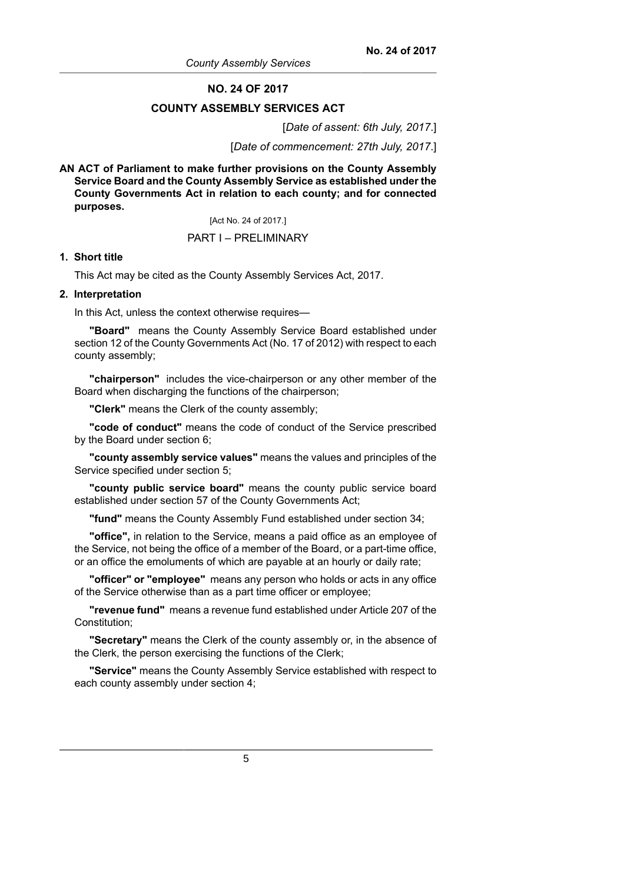# NO. 24 OF 2017

## COUNTY ASSEMBLY SERVICES ACT

[*Date of assent: 6th July, 2017*.]

[*Date of commencement: 27th July, 2017*.]

**AN ACT of Parliament to make further provisions on the County Assembly Service Board and the County Assembly Service as established under the County Governments Act in relation to each county; and for connected purposes.**

[Act No. 24 of 2017.]

PART I – PRELIMINARY

**1. Short title**

This Act may be cited as the County Assembly Services Act, 2017.

**2. Interpretation**

In this Act, unless the context otherwise requires—

**"Board"** means the County Assembly Service Board established under section 12 of the County Governments Act (No. 17 of 2012) with respect to each county assembly;

**"chairperson"** includes the vice-chairperson or any other member of the Board when discharging the functions of the chairperson;

**"Clerk"** means the Clerk of the county assembly;

**"code of conduct"** means the code of conduct of the Service prescribed by the Board under section 6;

**"county assembly service values"** means the values and principles of the Service specified under section 5;

**"county public service board"** means the county public service board established under section 57 of the County Governments Act;

**"fund"** means the County Assembly Fund established under section 34;

**"office",** in relation to the Service, means a paid office as an employee of the Service, not being the office of a member of the Board, or a part-time office, or an office the emoluments of which are payable at an hourly or daily rate;

**"officer" or "employee"** means any person who holds or acts in any office of the Service otherwise than as a part time officer or employee;

**"revenue fund"** means a revenue fund established under Article 207 of the Constitution;

**"Secretary"** means the Clerk of the county assembly or, in the absence of the Clerk, the person exercising the functions of the Clerk;

**"Service"** means the County Assembly Service established with respect to each county assembly under section 4;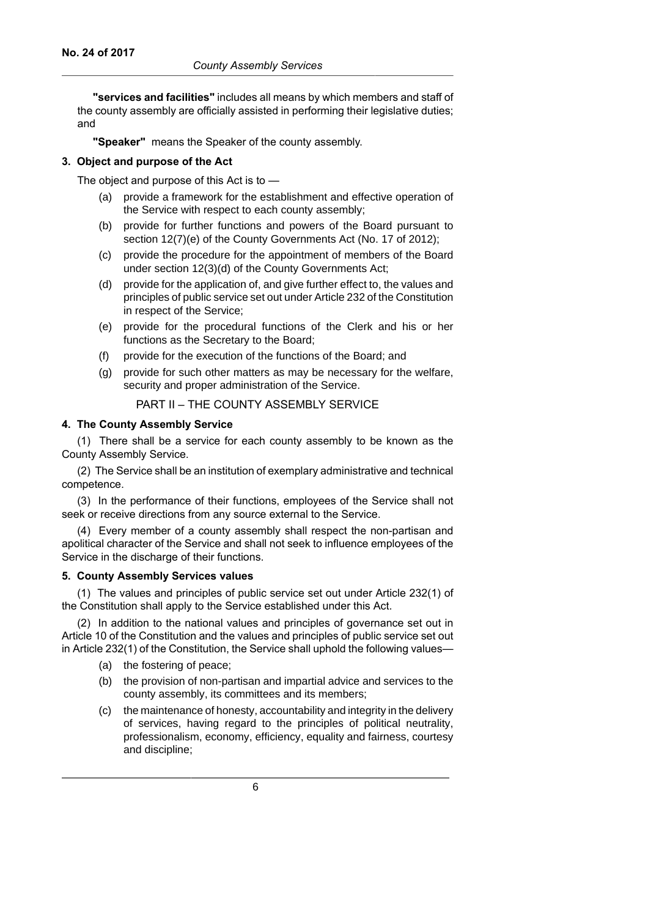**"services and facilities"** includes all means by which members and staff of the county assembly are officially assisted in performing their legislative duties; and

**"Speaker"** means the Speaker of the county assembly.

### 3. Object and purpose of the Act

The object and purpose of this Act is to —

(a) provide a framework for the establishment and effective operation of the Service with respect to each county assembly;

(b) provide for further functions and powers of the Board pursuant to section 12(7)(e) of the County Governments Act (No. 17 of 2012);

(c) provide the procedure for the appointment of members of the Board under section 12(3)(d) of the County Governments Act;

(d) provide for the application of, and give further effect to, the values and principles of public service set out under Article 232 of the Constitution in respect of the Service;

(e) provide for the procedural functions of the Clerk and his or her functions as the Secretary to the Board;

(f) provide for the execution of the functions of the Board; and

(g) provide for such other matters as may be necessary for the welfare, security and proper administration of the Service.

## PART II – THE COUNTY ASSEMBLY SERVICE

### 4. The County Assembly Service

(1) There shall be a service for each county assembly to be known as the County Assembly Service.

(2) The Service shall be an institution of exemplary administrative and technical competence.

(3) In the performance of their functions, employees of the Service shall not seek or receive directions from any source external to the Service.

(4) Every member of a county assembly shall respect the non-partisan and apolitical character of the Service and shall not seek to influence employees of the Service in the discharge of their functions.

### 5. County Assembly Services values

(1) The values and principles of public service set out under Article 232(1) of the Constitution shall apply to the Service established under this Act.

(2) In addition to the national values and principles of governance set out in Article 10 of the Constitution and the values and principles of public service set out in Article 232(1) of the Constitution, the Service shall uphold the following values—

(a) the fostering of peace;

(b) the provision of non-partisan and impartial advice and services to the county assembly, its committees and its members;

(c) the maintenance of honesty, accountability and integrity in the delivery of services, having regard to the principles of political neutrality, professionalism, economy, efficiency, equality and fairness, courtesy and discipline;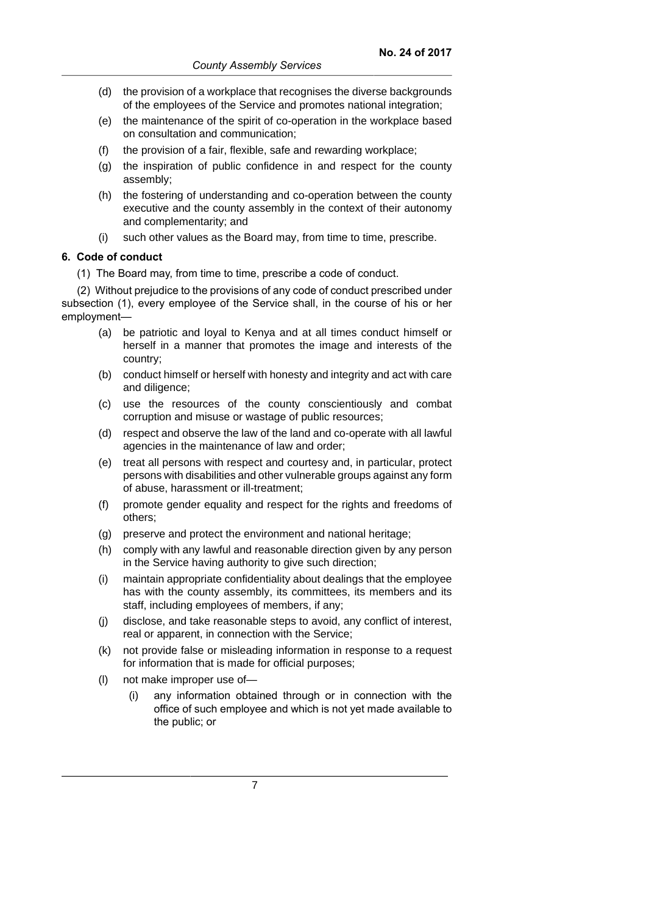(d) the provision of a workplace that recognises the diverse backgrounds of the employees of the Service and promotes national integration;

(e) the maintenance of the spirit of co-operation in the workplace based on consultation and communication;

(f) the provision of a fair, flexible, safe and rewarding workplace;

(g) the inspiration of public confidence in and respect for the county assembly;

(h) the fostering of understanding and co-operation between the county executive and the county assembly in the context of their autonomy and complementarity; and

(i) such other values as the Board may, from time to time, prescribe.

**6. Code of conduct**

(1) The Board may, from time to time, prescribe a code of conduct.

(2) Without prejudice to the provisions of any code of conduct prescribed under subsection (1), every employee of the Service shall, in the course of his or her employment—

(a) be patriotic and loyal to Kenya and at all times conduct himself or herself in a manner that promotes the image and interests of the country;

(b) conduct himself or herself with honesty and integrity and act with care and diligence;

(c) use the resources of the county conscientiously and combat corruption and misuse or wastage of public resources;

(d) respect and observe the law of the land and co-operate with all lawful agencies in the maintenance of law and order;

(e) treat all persons with respect and courtesy and, in particular, protect persons with disabilities and other vulnerable groups against any form of abuse, harassment or ill-treatment;

(f) promote gender equality and respect for the rights and freedoms of others;

(g) preserve and protect the environment and national heritage;

(h) comply with any lawful and reasonable direction given by any person in the Service having authority to give such direction;

(i) maintain appropriate confidentiality about dealings that the employee has with the county assembly, its committees, its members and its staff, including employees of members, if any;

(j) disclose, and take reasonable steps to avoid, any conflict of interest, real or apparent, in connection with the Service;

(k) not provide false or misleading information in response to a request for information that is made for official purposes;

(l) not make improper use of—

(i) any information obtained through or in connection with the office of such employee and which is not yet made available to the public; or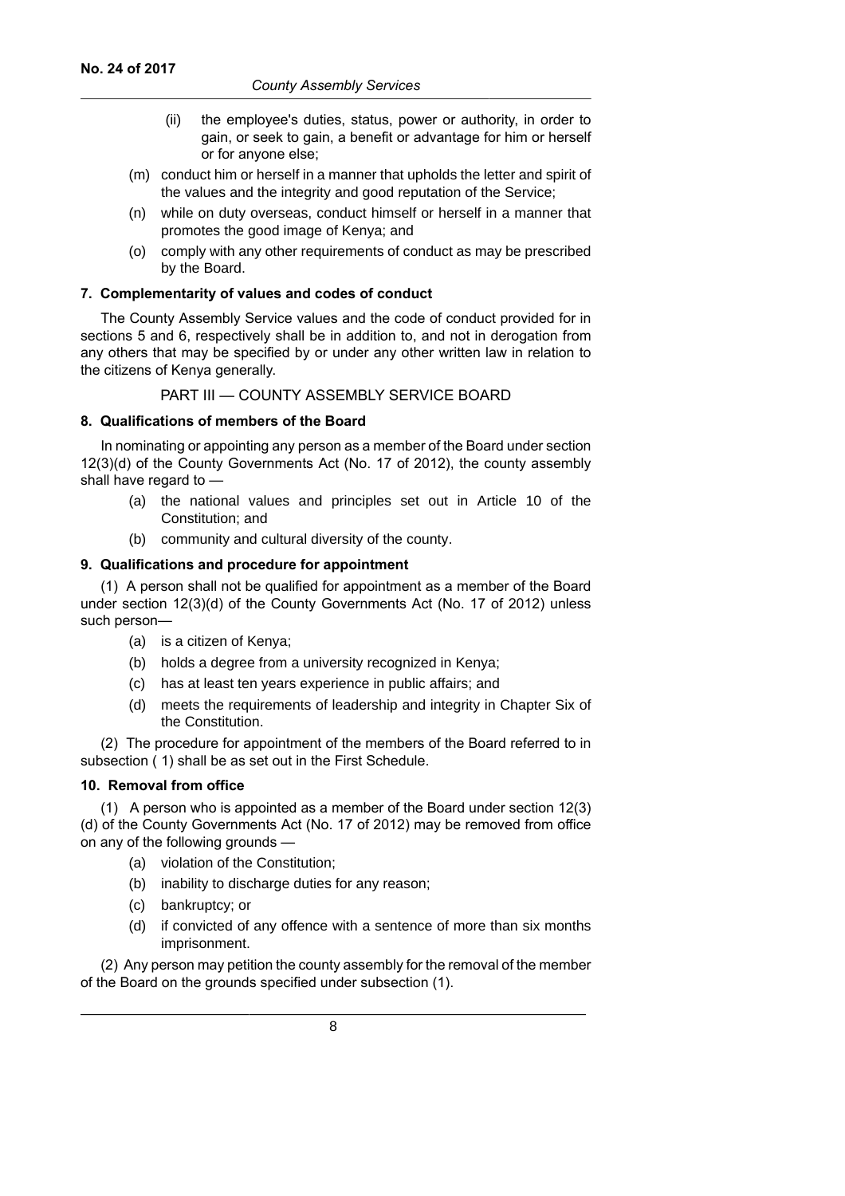(ii) the employee's duties, status, power or authority, in order to gain, or seek to gain, a benefit or advantage for him or herself or for anyone else;

(m) conduct him or herself in a manner that upholds the letter and spirit of the values and the integrity and good reputation of the Service;

(n) while on duty overseas, conduct himself or herself in a manner that promotes the good image of Kenya; and

(o) comply with any other requirements of conduct as may be prescribed by the Board.

**7. Complementarity of values and codes of conduct**

The County Assembly Service values and the code of conduct provided for in sections 5 and 6, respectively shall be in addition to, and not in derogation from any others that may be specified by or under any other written law in relation to the citizens of Kenya generally.

## PART III — COUNTY ASSEMBLY SERVICE BOARD

**8. Qualifications of members of the Board**

In nominating or appointing any person as a member of the Board under section 12(3)(d) of the County Governments Act (No. 17 of 2012), the county assembly shall have regard to —

(a) the national values and principles set out in Article 10 of the Constitution; and

(b) community and cultural diversity of the county.

**9. Qualifications and procedure for appointment**

(1) A person shall not be qualified for appointment as a member of the Board under section 12(3)(d) of the County Governments Act (No. 17 of 2012) unless such person—

(a) is a citizen of Kenya;

(b) holds a degree from a university recognized in Kenya;

(c) has at least ten years experience in public affairs; and

(d) meets the requirements of leadership and integrity in Chapter Six of the Constitution.

(2) The procedure for appointment of the members of the Board referred to in subsection ( 1) shall be as set out in the First Schedule.

**10. Removal from office**

(1) A person who is appointed as a member of the Board under section 12(3)(d) of the County Governments Act (No. 17 of 2012) may be removed from office on any of the following grounds —

(a) violation of the Constitution;

(b) inability to discharge duties for any reason;

(c) bankruptcy; or

(d) if convicted of any offence with a sentence of more than six months imprisonment.

(2) Any person may petition the county assembly for the removal of the member of the Board on the grounds specified under subsection (1).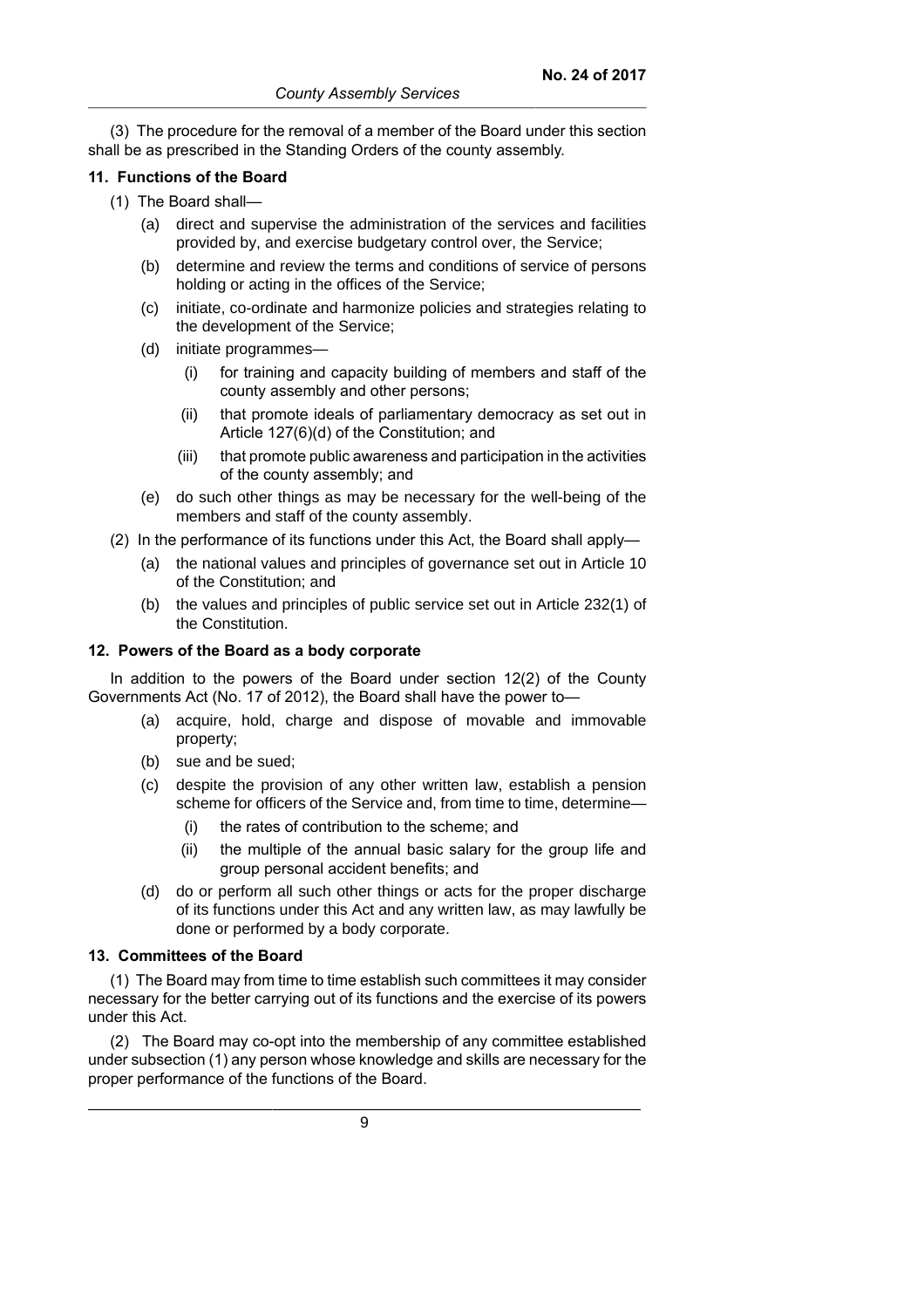(3) The procedure for the removal of a member of the Board under this section shall be as prescribed in the Standing Orders of the county assembly.

### 11. Functions of the Board

(1) The Board shall—

(a) direct and supervise the administration of the services and facilities provided by, and exercise budgetary control over, the Service;

(b) determine and review the terms and conditions of service of persons holding or acting in the offices of the Service;

(c) initiate, co-ordinate and harmonize policies and strategies relating to the development of the Service;

(d) initiate programmes—

(i) for training and capacity building of members and staff of the county assembly and other persons;

(ii) that promote ideals of parliamentary democracy as set out in Article 127(6)(d) of the Constitution; and

(iii) that promote public awareness and participation in the activities of the county assembly; and

(e) do such other things as may be necessary for the well-being of the members and staff of the county assembly.

(2) In the performance of its functions under this Act, the Board shall apply—

(a) the national values and principles of governance set out in Article 10 of the Constitution; and

(b) the values and principles of public service set out in Article 232(1) of the Constitution.

### 12. Powers of the Board as a body corporate

In addition to the powers of the Board under section 12(2) of the County Governments Act (No. 17 of 2012), the Board shall have the power to—

(a) acquire, hold, charge and dispose of movable and immovable property;

(b) sue and be sued;

(c) despite the provision of any other written law, establish a pension scheme for officers of the Service and, from time to time, determine—

(i) the rates of contribution to the scheme; and

(ii) the multiple of the annual basic salary for the group life and group personal accident benefits; and

(d) do or perform all such other things or acts for the proper discharge of its functions under this Act and any written law, as may lawfully be done or performed by a body corporate.

### 13. Committees of the Board

(1) The Board may from time to time establish such committees it may consider necessary for the better carrying out of its functions and the exercise of its powers under this Act.

(2) The Board may co-opt into the membership of any committee established under subsection (1) any person whose knowledge and skills are necessary for the proper performance of the functions of the Board.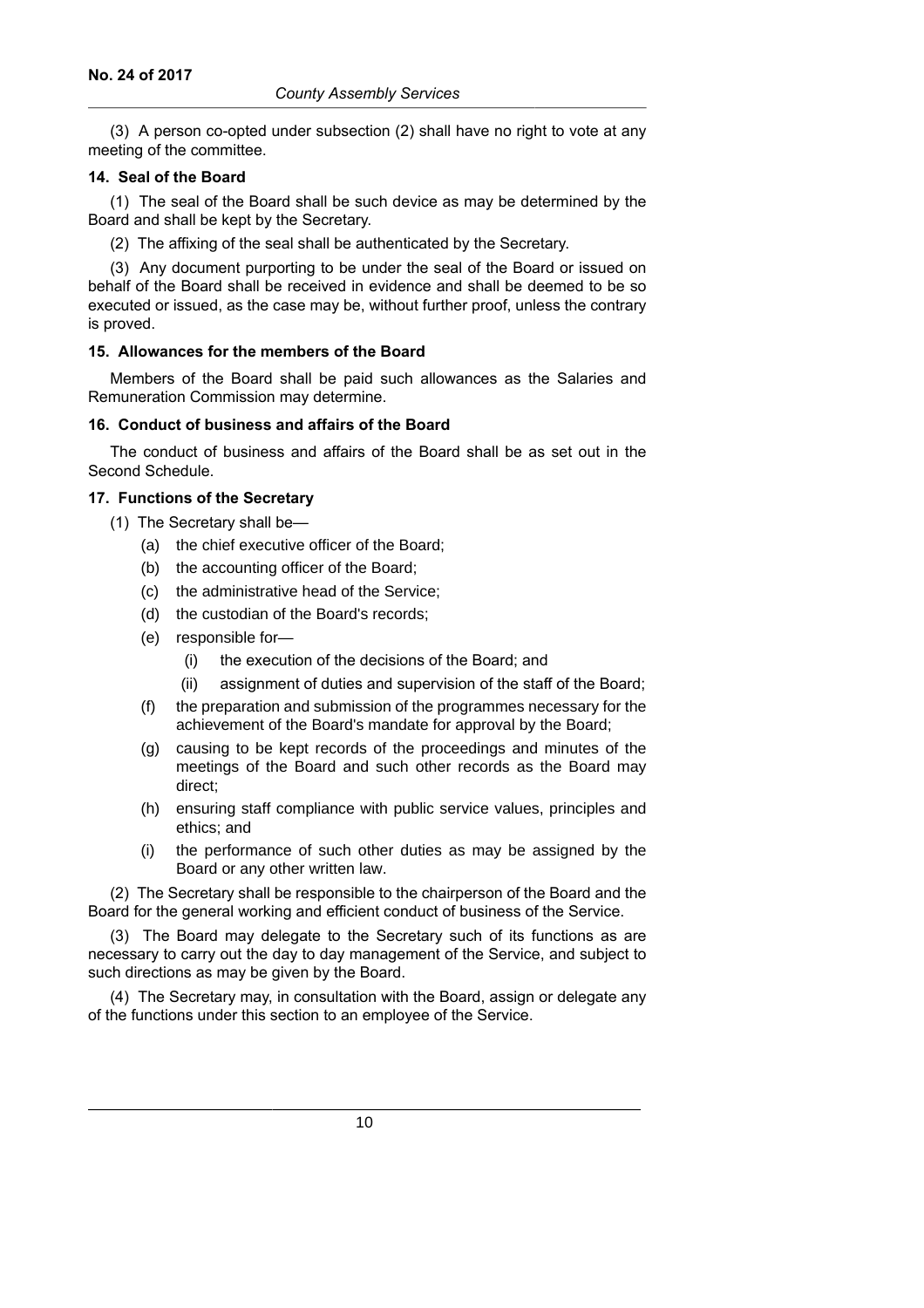(3) A person co-opted under subsection (2) shall have no right to vote at any meeting of the committee.

### 14. Seal of the Board

(1) The seal of the Board shall be such device as may be determined by the Board and shall be kept by the Secretary.

(2) The affixing of the seal shall be authenticated by the Secretary.

(3) Any document purporting to be under the seal of the Board or issued on behalf of the Board shall be received in evidence and shall be deemed to be so executed or issued, as the case may be, without further proof, unless the contrary is proved.

### 15. Allowances for the members of the Board

Members of the Board shall be paid such allowances as the Salaries and Remuneration Commission may determine.

### 16. Conduct of business and affairs of the Board

The conduct of business and affairs of the Board shall be as set out in the Second Schedule.

### 17. Functions of the Secretary

(1) The Secretary shall be—

- (a) the chief executive officer of the Board;
- (b) the accounting officer of the Board;
- (c) the administrative head of the Service;
- (d) the custodian of the Board's records;
- (e) responsible for—
  - (i) the execution of the decisions of the Board; and
  - (ii) assignment of duties and supervision of the staff of the Board;
- (f) the preparation and submission of the programmes necessary for the achievement of the Board's mandate for approval by the Board;
- (g) causing to be kept records of the proceedings and minutes of the meetings of the Board and such other records as the Board may direct;
- (h) ensuring staff compliance with public service values, principles and ethics; and
- (i) the performance of such other duties as may be assigned by the Board or any other written law.

(2) The Secretary shall be responsible to the chairperson of the Board and the Board for the general working and efficient conduct of business of the Service.

(3) The Board may delegate to the Secretary such of its functions as are necessary to carry out the day to day management of the Service, and subject to such directions as may be given by the Board.

(4) The Secretary may, in consultation with the Board, assign or delegate any of the functions under this section to an employee of the Service.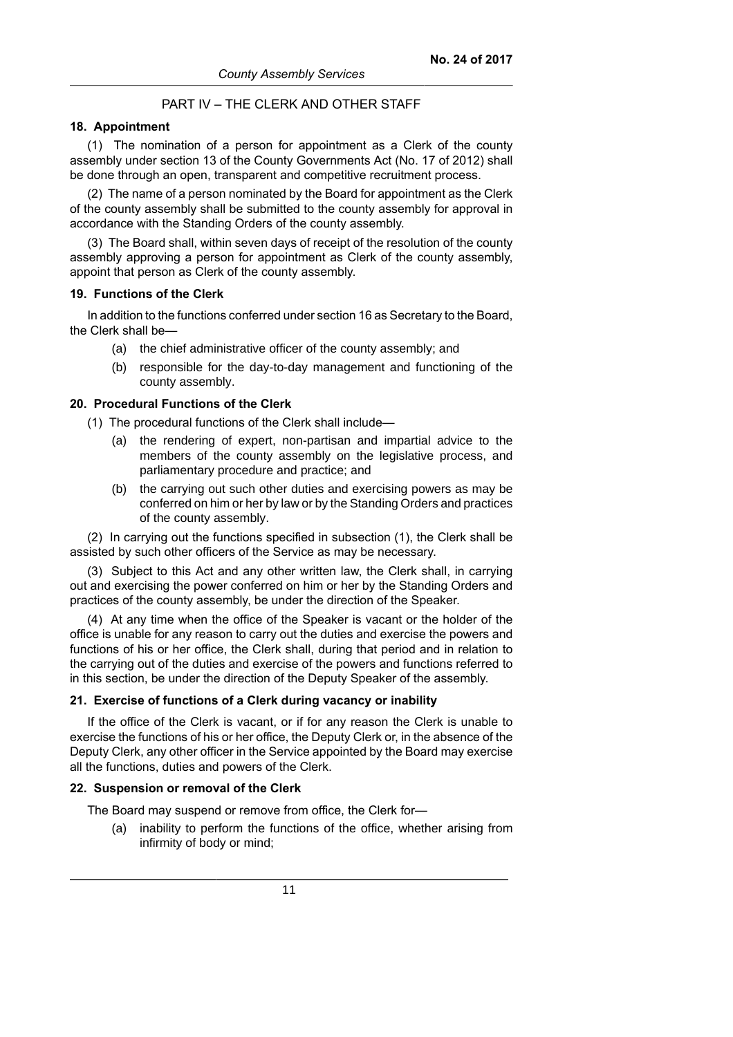## PART IV – THE CLERK AND OTHER STAFF

### 18. Appointment

(1) The nomination of a person for appointment as a Clerk of the county assembly under section 13 of the County Governments Act (No. 17 of 2012) shall be done through an open, transparent and competitive recruitment process.

(2) The name of a person nominated by the Board for appointment as the Clerk of the county assembly shall be submitted to the county assembly for approval in accordance with the Standing Orders of the county assembly.

(3) The Board shall, within seven days of receipt of the resolution of the county assembly approving a person for appointment as Clerk of the county assembly, appoint that person as Clerk of the county assembly.

### 19. Functions of the Clerk

In addition to the functions conferred under section 16 as Secretary to the Board, the Clerk shall be—

- (a) the chief administrative officer of the county assembly; and
- (b) responsible for the day-to-day management and functioning of the county assembly.

### 20. Procedural Functions of the Clerk

(1) The procedural functions of the Clerk shall include—

- (a) the rendering of expert, non-partisan and impartial advice to the members of the county assembly on the legislative process, and parliamentary procedure and practice; and
- (b) the carrying out such other duties and exercising powers as may be conferred on him or her by law or by the Standing Orders and practices of the county assembly.

(2) In carrying out the functions specified in subsection (1), the Clerk shall be assisted by such other officers of the Service as may be necessary.

(3) Subject to this Act and any other written law, the Clerk shall, in carrying out and exercising the power conferred on him or her by the Standing Orders and practices of the county assembly, be under the direction of the Speaker.

(4) At any time when the office of the Speaker is vacant or the holder of the office is unable for any reason to carry out the duties and exercise the powers and functions of his or her office, the Clerk shall, during that period and in relation to the carrying out of the duties and exercise of the powers and functions referred to in this section, be under the direction of the Deputy Speaker of the assembly.

### 21. Exercise of functions of a Clerk during vacancy or inability

If the office of the Clerk is vacant, or if for any reason the Clerk is unable to exercise the functions of his or her office, the Deputy Clerk or, in the absence of the Deputy Clerk, any other officer in the Service appointed by the Board may exercise all the functions, duties and powers of the Clerk.

### 22. Suspension or removal of the Clerk

The Board may suspend or remove from office, the Clerk for—

- (a) inability to perform the functions of the office, whether arising from infirmity of body or mind;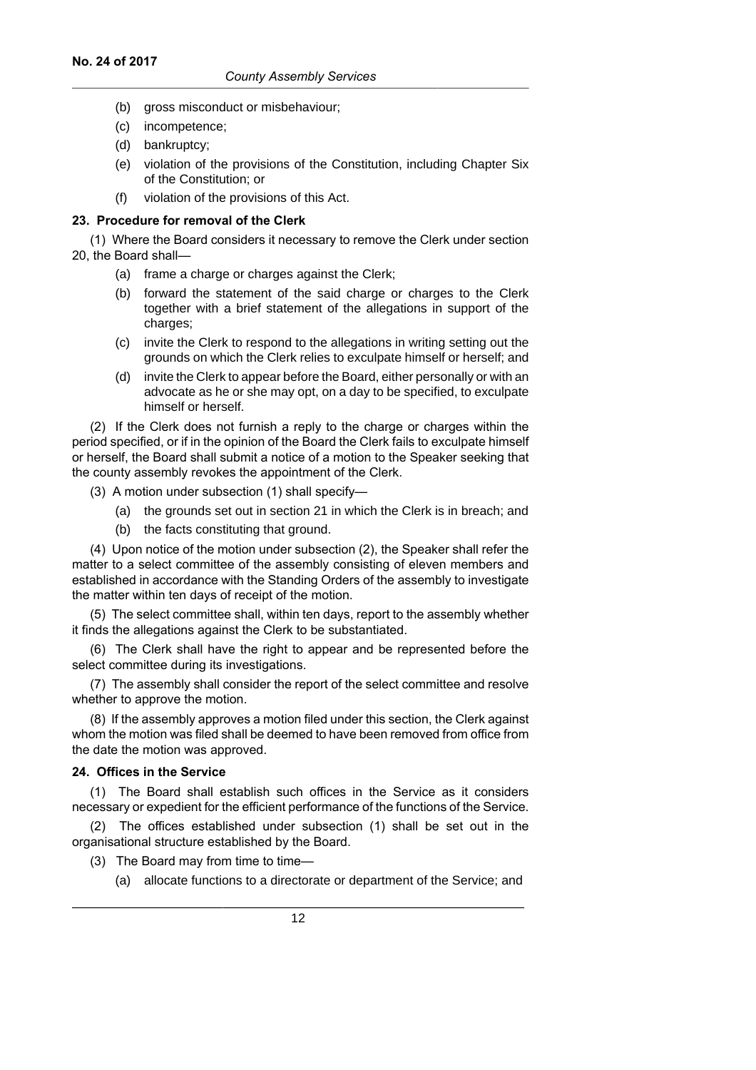(b) gross misconduct or misbehaviour;

(c) incompetence;

(d) bankruptcy;

(e) violation of the provisions of the Constitution, including Chapter Six of the Constitution; or

(f) violation of the provisions of this Act.

**23. Procedure for removal of the Clerk**

(1) Where the Board considers it necessary to remove the Clerk under section 20, the Board shall—

(a) frame a charge or charges against the Clerk;

(b) forward the statement of the said charge or charges to the Clerk together with a brief statement of the allegations in support of the charges;

(c) invite the Clerk to respond to the allegations in writing setting out the grounds on which the Clerk relies to exculpate himself or herself; and

(d) invite the Clerk to appear before the Board, either personally or with an advocate as he or she may opt, on a day to be specified, to exculpate himself or herself.

(2) If the Clerk does not furnish a reply to the charge or charges within the period specified, or if in the opinion of the Board the Clerk fails to exculpate himself or herself, the Board shall submit a notice of a motion to the Speaker seeking that the county assembly revokes the appointment of the Clerk.

(3) A motion under subsection (1) shall specify—

(a) the grounds set out in section 21 in which the Clerk is in breach; and

(b) the facts constituting that ground.

(4) Upon notice of the motion under subsection (2), the Speaker shall refer the matter to a select committee of the assembly consisting of eleven members and established in accordance with the Standing Orders of the assembly to investigate the matter within ten days of receipt of the motion.

(5) The select committee shall, within ten days, report to the assembly whether it finds the allegations against the Clerk to be substantiated.

(6) The Clerk shall have the right to appear and be represented before the select committee during its investigations.

(7) The assembly shall consider the report of the select committee and resolve whether to approve the motion.

(8) If the assembly approves a motion filed under this section, the Clerk against whom the motion was filed shall be deemed to have been removed from office from the date the motion was approved.

**24. Offices in the Service**

(1) The Board shall establish such offices in the Service as it considers necessary or expedient for the efficient performance of the functions of the Service.

(2) The offices established under subsection (1) shall be set out in the organisational structure established by the Board.

(3) The Board may from time to time—

(a) allocate functions to a directorate or department of the Service; and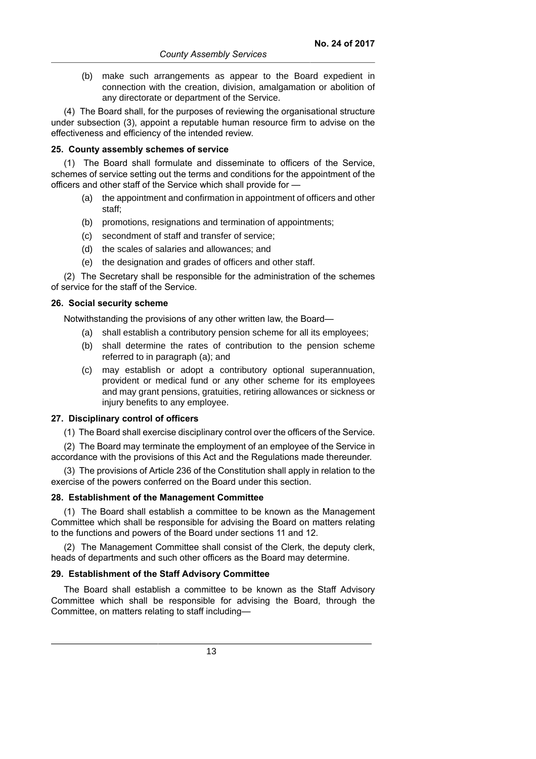(b) make such arrangements as appear to the Board expedient in connection with the creation, division, amalgamation or abolition of any directorate or department of the Service.

(4) The Board shall, for the purposes of reviewing the organisational structure under subsection (3), appoint a reputable human resource firm to advise on the effectiveness and efficiency of the intended review.

**25. County assembly schemes of service**

(1) The Board shall formulate and disseminate to officers of the Service, schemes of service setting out the terms and conditions for the appointment of the officers and other staff of the Service which shall provide for —

(a) the appointment and confirmation in appointment of officers and other staff;

(b) promotions, resignations and termination of appointments;

(c) secondment of staff and transfer of service;

(d) the scales of salaries and allowances; and

(e) the designation and grades of officers and other staff.

(2) The Secretary shall be responsible for the administration of the schemes of service for the staff of the Service.

**26. Social security scheme**

Notwithstanding the provisions of any other written law, the Board—

(a) shall establish a contributory pension scheme for all its employees;

(b) shall determine the rates of contribution to the pension scheme referred to in paragraph (a); and

(c) may establish or adopt a contributory optional superannuation, provident or medical fund or any other scheme for its employees and may grant pensions, gratuities, retiring allowances or sickness or injury benefits to any employee.

**27. Disciplinary control of officers**

(1) The Board shall exercise disciplinary control over the officers of the Service.

(2) The Board may terminate the employment of an employee of the Service in accordance with the provisions of this Act and the Regulations made thereunder.

(3) The provisions of Article 236 of the Constitution shall apply in relation to the exercise of the powers conferred on the Board under this section.

**28. Establishment of the Management Committee**

(1) The Board shall establish a committee to be known as the Management Committee which shall be responsible for advising the Board on matters relating to the functions and powers of the Board under sections 11 and 12.

(2) The Management Committee shall consist of the Clerk, the deputy clerk, heads of departments and such other officers as the Board may determine.

**29. Establishment of the Staff Advisory Committee**

The Board shall establish a committee to be known as the Staff Advisory Committee which shall be responsible for advising the Board, through the Committee, on matters relating to staff including—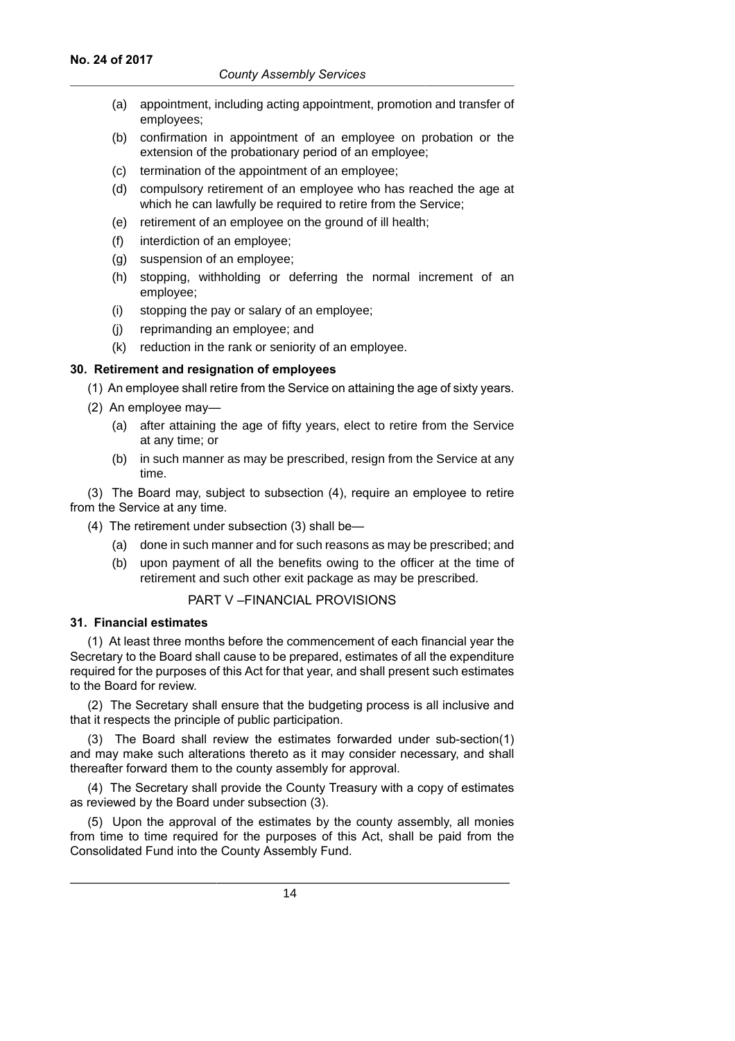(a) appointment, including acting appointment, promotion and transfer of employees;

(b) confirmation in appointment of an employee on probation or the extension of the probationary period of an employee;

(c) termination of the appointment of an employee;

(d) compulsory retirement of an employee who has reached the age at which he can lawfully be required to retire from the Service;

(e) retirement of an employee on the ground of ill health;

(f) interdiction of an employee;

(g) suspension of an employee;

(h) stopping, withholding or deferring the normal increment of an employee;

(i) stopping the pay or salary of an employee;

(j) reprimanding an employee; and

(k) reduction in the rank or seniority of an employee.

### 30. Retirement and resignation of employees

(1) An employee shall retire from the Service on attaining the age of sixty years.

(2) An employee may—

(a) after attaining the age of fifty years, elect to retire from the Service at any time; or

(b) in such manner as may be prescribed, resign from the Service at any time.

(3) The Board may, subject to subsection (4), require an employee to retire from the Service at any time.

(4) The retirement under subsection (3) shall be—

(a) done in such manner and for such reasons as may be prescribed; and

(b) upon payment of all the benefits owing to the officer at the time of retirement and such other exit package as may be prescribed.

## PART V –FINANCIAL PROVISIONS

### 31. Financial estimates

(1) At least three months before the commencement of each financial year the Secretary to the Board shall cause to be prepared, estimates of all the expenditure required for the purposes of this Act for that year, and shall present such estimates to the Board for review.

(2) The Secretary shall ensure that the budgeting process is all inclusive and that it respects the principle of public participation.

(3) The Board shall review the estimates forwarded under sub-section(1) and may make such alterations thereto as it may consider necessary, and shall thereafter forward them to the county assembly for approval.

(4) The Secretary shall provide the County Treasury with a copy of estimates as reviewed by the Board under subsection (3).

(5) Upon the approval of the estimates by the county assembly, all monies from time to time required for the purposes of this Act, shall be paid from the Consolidated Fund into the County Assembly Fund.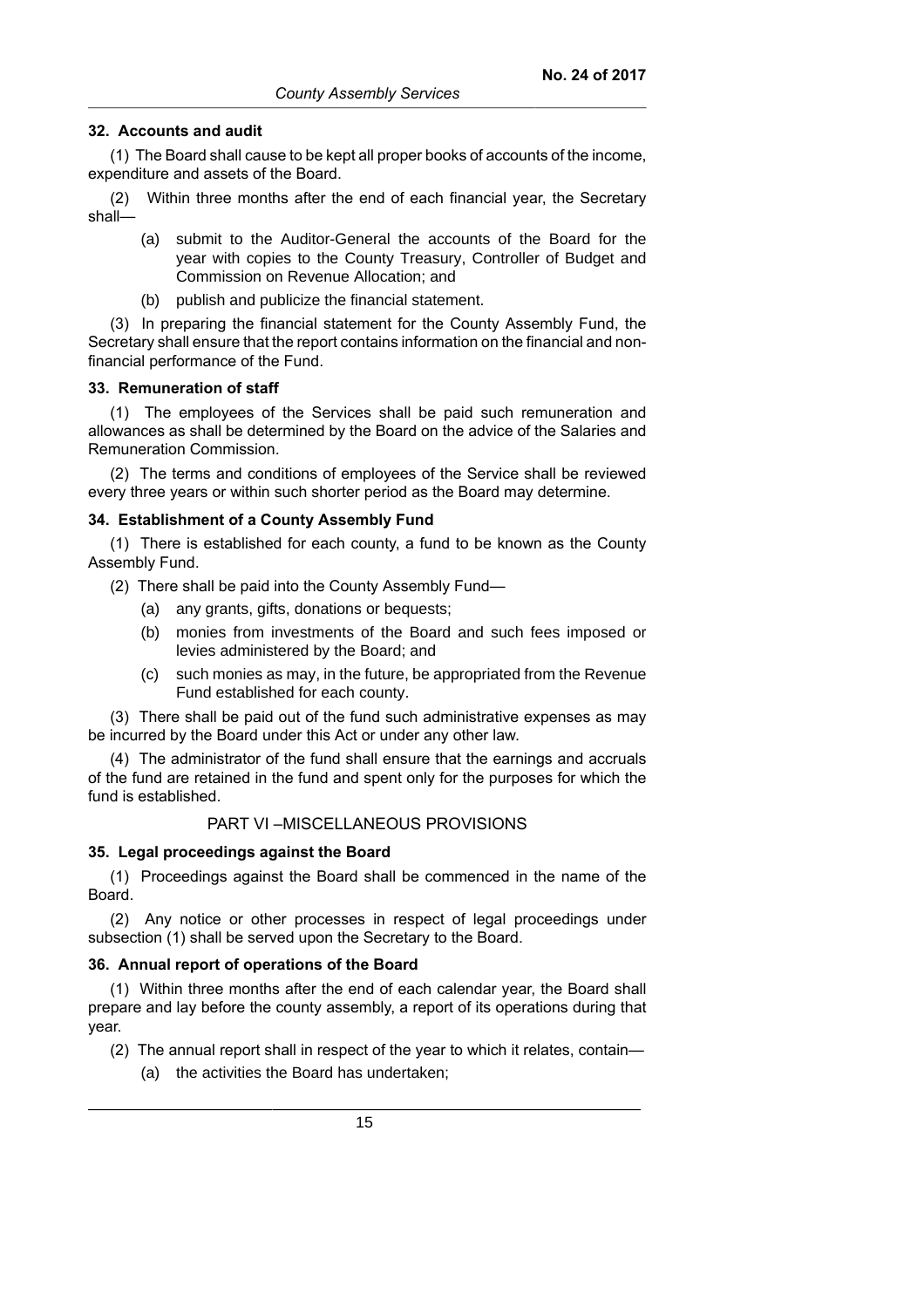#### 32. Accounts and audit

(1) The Board shall cause to be kept all proper books of accounts of the income, expenditure and assets of the Board.

(2) Within three months after the end of each financial year, the Secretary shall—

- (a) submit to the Auditor-General the accounts of the Board for the year with copies to the County Treasury, Controller of Budget and Commission on Revenue Allocation; and
- (b) publish and publicize the financial statement.

(3) In preparing the financial statement for the County Assembly Fund, the Secretary shall ensure that the report contains information on the financial and non-financial performance of the Fund.

#### 33. Remuneration of staff

(1) The employees of the Services shall be paid such remuneration and allowances as shall be determined by the Board on the advice of the Salaries and Remuneration Commission.

(2) The terms and conditions of employees of the Service shall be reviewed every three years or within such shorter period as the Board may determine.

#### 34. Establishment of a County Assembly Fund

(1) There is established for each county, a fund to be known as the County Assembly Fund.

(2) There shall be paid into the County Assembly Fund—

- (a) any grants, gifts, donations or bequests;
- (b) monies from investments of the Board and such fees imposed or levies administered by the Board; and
- (c) such monies as may, in the future, be appropriated from the Revenue Fund established for each county.

(3) There shall be paid out of the fund such administrative expenses as may be incurred by the Board under this Act or under any other law.

(4) The administrator of the fund shall ensure that the earnings and accruals of the fund are retained in the fund and spent only for the purposes for which the fund is established.

### PART VI –MISCELLANEOUS PROVISIONS

#### 35. Legal proceedings against the Board

(1) Proceedings against the Board shall be commenced in the name of the Board.

(2) Any notice or other processes in respect of legal proceedings under subsection (1) shall be served upon the Secretary to the Board.

#### 36. Annual report of operations of the Board

(1) Within three months after the end of each calendar year, the Board shall prepare and lay before the county assembly, a report of its operations during that year.

(2) The annual report shall in respect of the year to which it relates, contain—

- (a) the activities the Board has undertaken;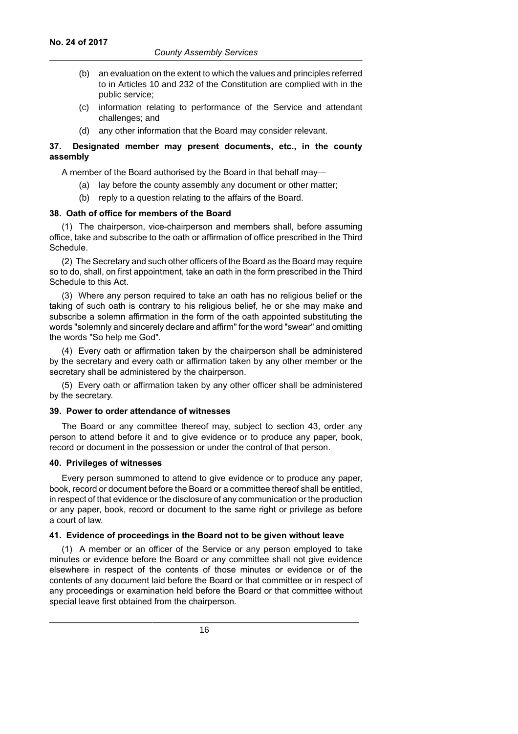(b) an evaluation on the extent to which the values and principles referred to in Articles 10 and 232 of the Constitution are complied with in the public service;

(c) information relating to performance of the Service and attendant challenges; and

(d) any other information that the Board may consider relevant.

### 37. Designated member may present documents, etc., in the county assembly

A member of the Board authorised by the Board in that behalf may—

(a) lay before the county assembly any document or other matter;

(b) reply to a question relating to the affairs of the Board.

### 38. Oath of office for members of the Board

(1) The chairperson, vice-chairperson and members shall, before assuming office, take and subscribe to the oath or affirmation of office prescribed in the Third Schedule.

(2) The Secretary and such other officers of the Board as the Board may require so to do, shall, on first appointment, take an oath in the form prescribed in the Third Schedule to this Act.

(3) Where any person required to take an oath has no religious belief or the taking of such oath is contrary to his religious belief, he or she may make and subscribe a solemn affirmation in the form of the oath appointed substituting the words "solemnly and sincerely declare and affirm" for the word "swear" and omitting the words "So help me God".

(4) Every oath or affirmation taken by the chairperson shall be administered by the secretary and every oath or affirmation taken by any other member or the secretary shall be administered by the chairperson.

(5) Every oath or affirmation taken by any other officer shall be administered by the secretary.

### 39. Power to order attendance of witnesses

The Board or any committee thereof may, subject to section 43, order any person to attend before it and to give evidence or to produce any paper, book, record or document in the possession or under the control of that person.

### 40. Privileges of witnesses

Every person summoned to attend to give evidence or to produce any paper, book, record or document before the Board or a committee thereof shall be entitled, in respect of that evidence or the disclosure of any communication or the production or any paper, book, record or document to the same right or privilege as before a court of law.

### 41. Evidence of proceedings in the Board not to be given without leave

(1) A member or an officer of the Service or any person employed to take minutes or evidence before the Board or any committee shall not give evidence elsewhere in respect of the contents of those minutes or evidence or of the contents of any document laid before the Board or that committee or in respect of any proceedings or examination held before the Board or that committee without special leave first obtained from the chairperson.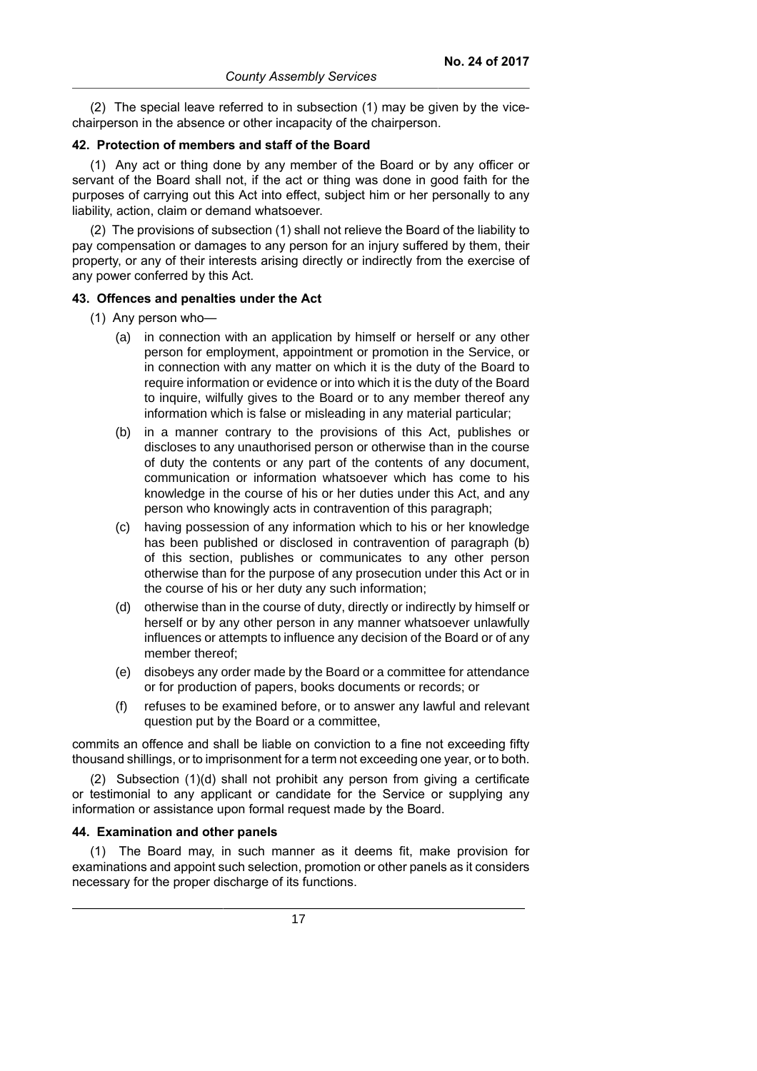(2) The special leave referred to in subsection (1) may be given by the vice-chairperson in the absence or other incapacity of the chairperson.

### 42. Protection of members and staff of the Board

(1) Any act or thing done by any member of the Board or by any officer or servant of the Board shall not, if the act or thing was done in good faith for the purposes of carrying out this Act into effect, subject him or her personally to any liability, action, claim or demand whatsoever.

(2) The provisions of subsection (1) shall not relieve the Board of the liability to pay compensation or damages to any person for an injury suffered by them, their property, or any of their interests arising directly or indirectly from the exercise of any power conferred by this Act.

### 43. Offences and penalties under the Act

(1) Any person who—

(a) in connection with an application by himself or herself or any other person for employment, appointment or promotion in the Service, or in connection with any matter on which it is the duty of the Board to require information or evidence or into which it is the duty of the Board to inquire, wilfully gives to the Board or to any member thereof any information which is false or misleading in any material particular;

(b) in a manner contrary to the provisions of this Act, publishes or discloses to any unauthorised person or otherwise than in the course of duty the contents or any part of the contents of any document, communication or information whatsoever which has come to his knowledge in the course of his or her duties under this Act, and any person who knowingly acts in contravention of this paragraph;

(c) having possession of any information which to his or her knowledge has been published or disclosed in contravention of paragraph (b) of this section, publishes or communicates to any other person otherwise than for the purpose of any prosecution under this Act or in the course of his or her duty any such information;

(d) otherwise than in the course of duty, directly or indirectly by himself or herself or by any other person in any manner whatsoever unlawfully influences or attempts to influence any decision of the Board or of any member thereof;

(e) disobeys any order made by the Board or a committee for attendance or for production of papers, books documents or records; or

(f) refuses to be examined before, or to answer any lawful and relevant question put by the Board or a committee,

commits an offence and shall be liable on conviction to a fine not exceeding fifty thousand shillings, or to imprisonment for a term not exceeding one year, or to both.

(2) Subsection (1)(d) shall not prohibit any person from giving a certificate or testimonial to any applicant or candidate for the Service or supplying any information or assistance upon formal request made by the Board.

### 44. Examination and other panels

(1) The Board may, in such manner as it deems fit, make provision for examinations and appoint such selection, promotion or other panels as it considers necessary for the proper discharge of its functions.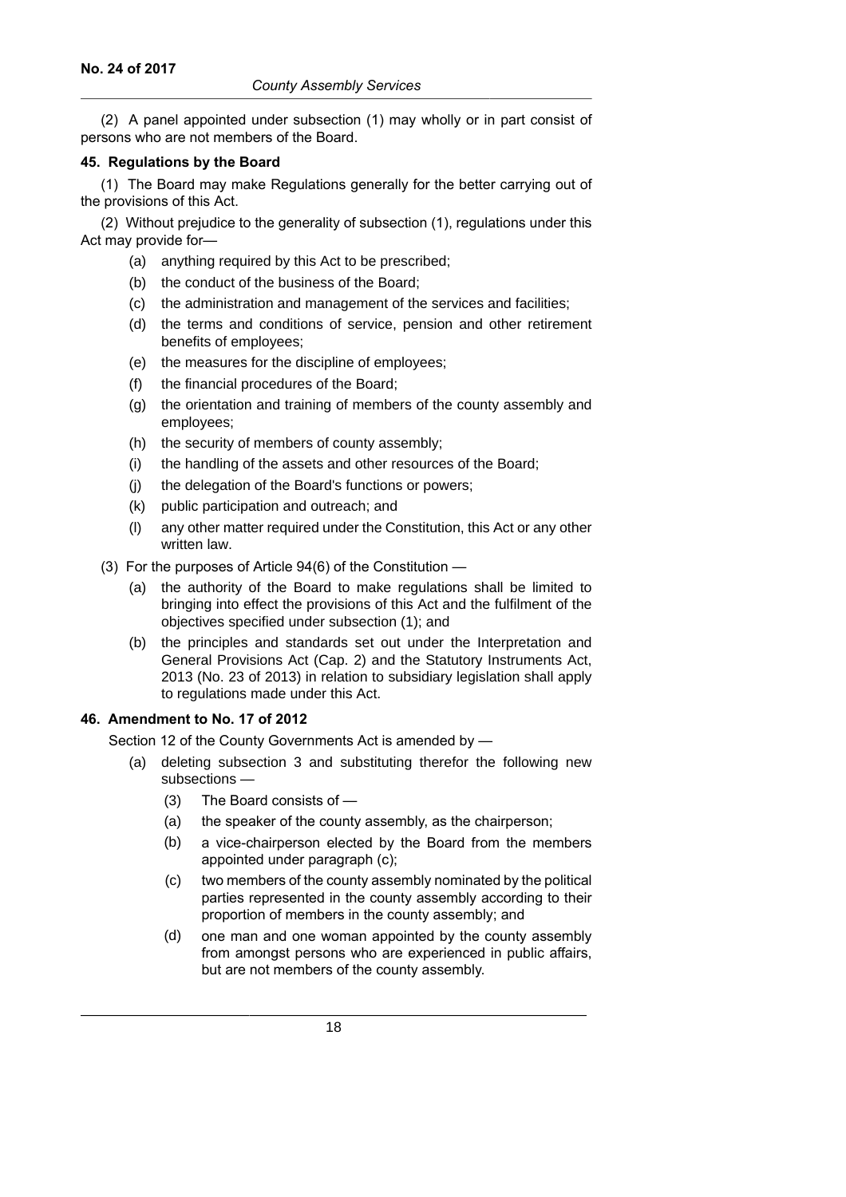(2) A panel appointed under subsection (1) may wholly or in part consist of persons who are not members of the Board.

**45. Regulations by the Board**

(1) The Board may make Regulations generally for the better carrying out of the provisions of this Act.

(2) Without prejudice to the generality of subsection (1), regulations under this Act may provide for—

- (a) anything required by this Act to be prescribed;
- (b) the conduct of the business of the Board;
- (c) the administration and management of the services and facilities;
- (d) the terms and conditions of service, pension and other retirement benefits of employees;
- (e) the measures for the discipline of employees;
- (f) the financial procedures of the Board;
- (g) the orientation and training of members of the county assembly and employees;
- (h) the security of members of county assembly;
- (i) the handling of the assets and other resources of the Board;
- (j) the delegation of the Board's functions or powers;
- (k) public participation and outreach; and
- (l) any other matter required under the Constitution, this Act or any other written law.

(3) For the purposes of Article 94(6) of the Constitution —

- (a) the authority of the Board to make regulations shall be limited to bringing into effect the provisions of this Act and the fulfilment of the objectives specified under subsection (1); and
- (b) the principles and standards set out under the Interpretation and General Provisions Act (Cap. 2) and the Statutory Instruments Act, 2013 (No. 23 of 2013) in relation to subsidiary legislation shall apply to regulations made under this Act.

**46. Amendment to No. 17 of 2012**

Section 12 of the County Governments Act is amended by —

- (a) deleting subsection 3 and substituting therefor the following new subsections —
  - (3) The Board consists of —
  - (a) the speaker of the county assembly, as the chairperson;
  - (b) a vice-chairperson elected by the Board from the members appointed under paragraph (c);
  - (c) two members of the county assembly nominated by the political parties represented in the county assembly according to their proportion of members in the county assembly; and
  - (d) one man and one woman appointed by the county assembly from amongst persons who are experienced in public affairs, but are not members of the county assembly.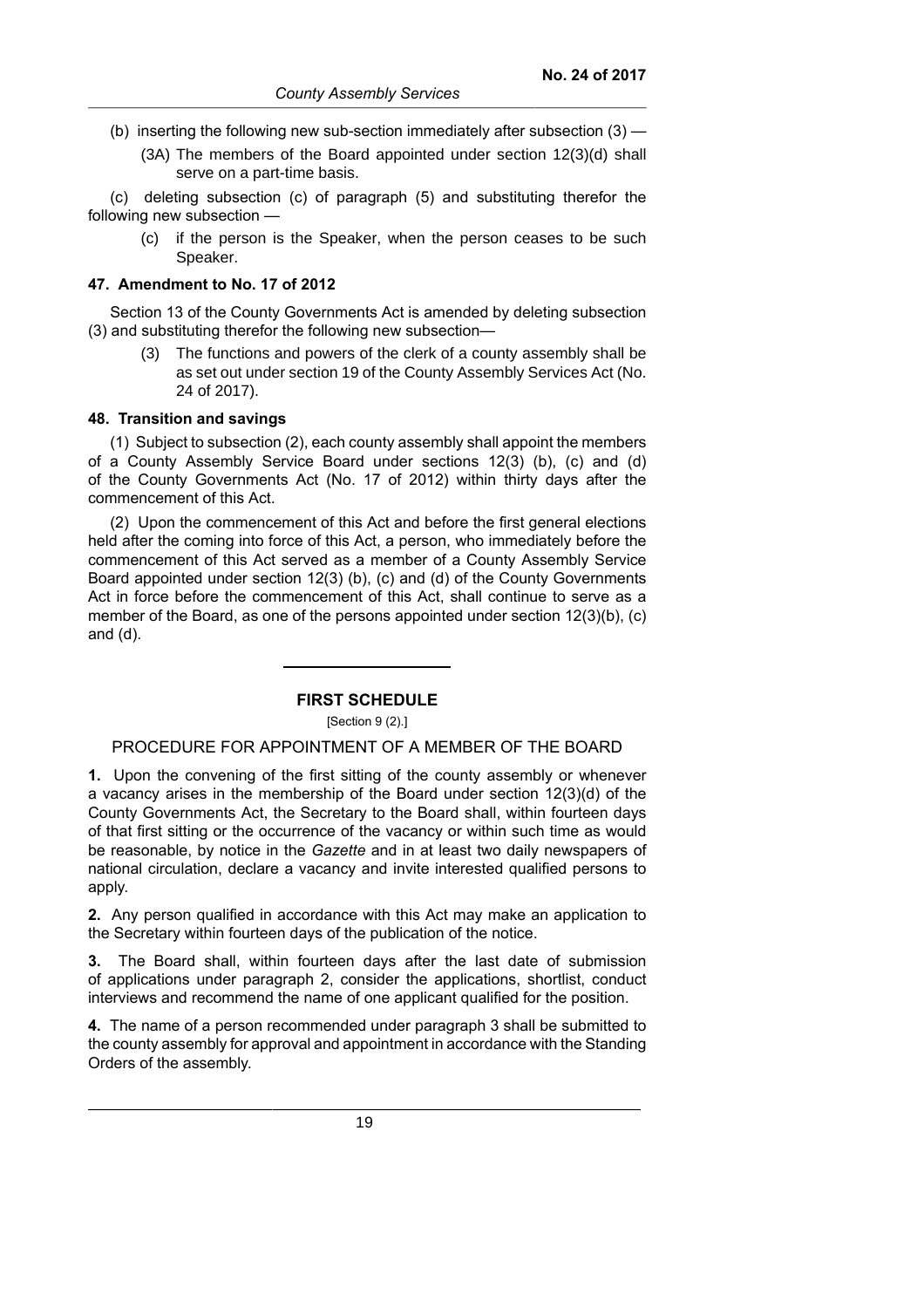(b) inserting the following new sub-section immediately after subsection (3) —

(3A) The members of the Board appointed under section 12(3)(d) shall serve on a part-time basis.

(c) deleting subsection (c) of paragraph (5) and substituting therefor the following new subsection —

(c) if the person is the Speaker, when the person ceases to be such Speaker.

#### 47. Amendment to No. 17 of 2012

Section 13 of the County Governments Act is amended by deleting subsection (3) and substituting therefor the following new subsection—

(3) The functions and powers of the clerk of a county assembly shall be as set out under section 19 of the County Assembly Services Act (No. 24 of 2017).

#### 48. Transition and savings

(1) Subject to subsection (2), each county assembly shall appoint the members of a County Assembly Service Board under sections 12(3) (b), (c) and (d) of the County Governments Act (No. 17 of 2012) within thirty days after the commencement of this Act.

(2) Upon the commencement of this Act and before the first general elections held after the coming into force of this Act, a person, who immediately before the commencement of this Act served as a member of a County Assembly Service Board appointed under section 12(3) (b), (c) and (d) of the County Governments Act in force before the commencement of this Act, shall continue to serve as a member of the Board, as one of the persons appointed under section 12(3)(b), (c) and (d).

---

## FIRST SCHEDULE

[Section 9 (2).]

### PROCEDURE FOR APPOINTMENT OF A MEMBER OF THE BOARD

**1.** Upon the convening of the first sitting of the county assembly or whenever a vacancy arises in the membership of the Board under section 12(3)(d) of the County Governments Act, the Secretary to the Board shall, within fourteen days of that first sitting or the occurrence of the vacancy or within such time as would be reasonable, by notice in the *Gazette* and in at least two daily newspapers of national circulation, declare a vacancy and invite interested qualified persons to apply.

**2.** Any person qualified in accordance with this Act may make an application to the Secretary within fourteen days of the publication of the notice.

**3.** The Board shall, within fourteen days after the last date of submission of applications under paragraph 2, consider the applications, shortlist, conduct interviews and recommend the name of one applicant qualified for the position.

**4.** The name of a person recommended under paragraph 3 shall be submitted to the county assembly for approval and appointment in accordance with the Standing Orders of the assembly.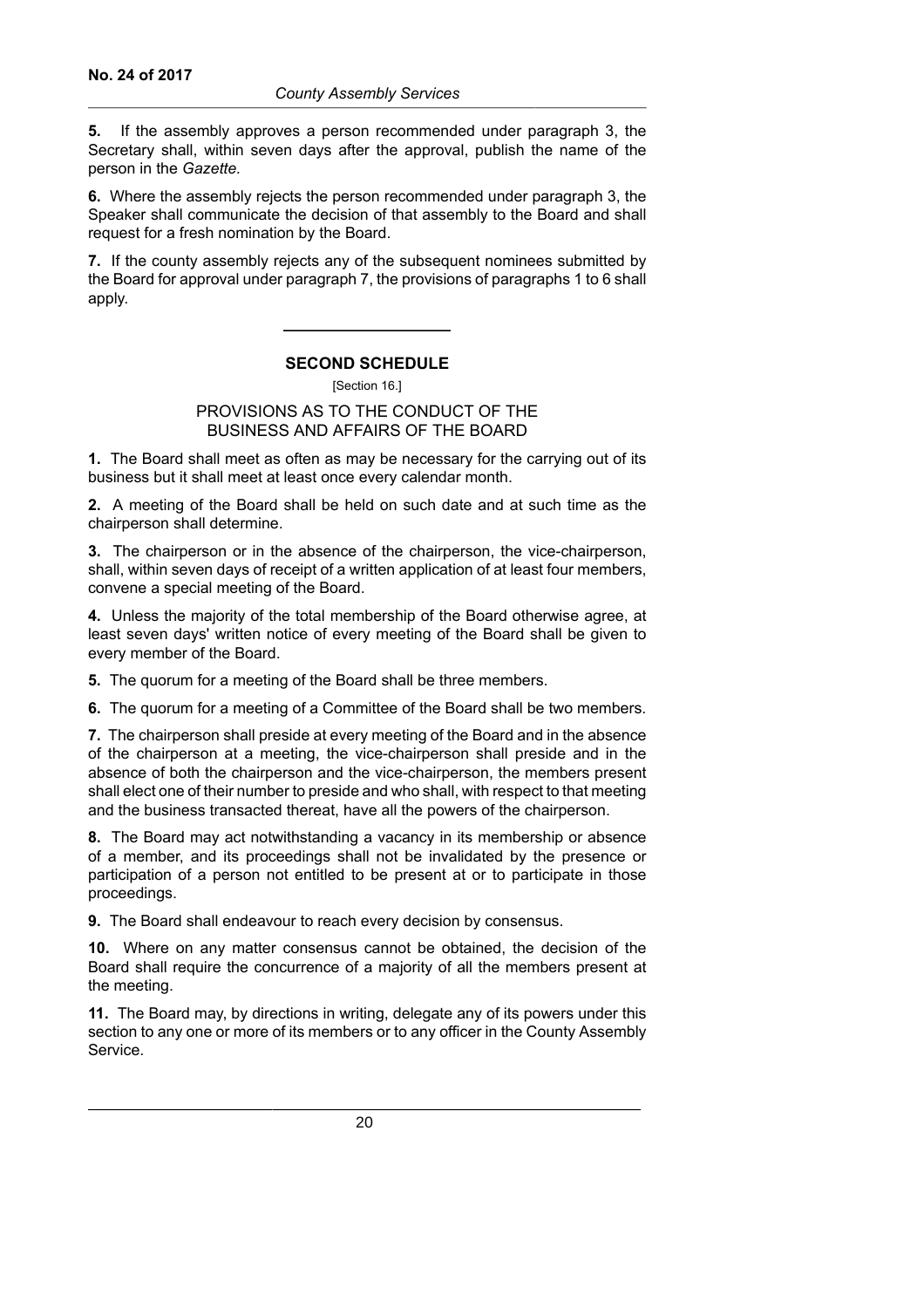**5.** If the assembly approves a person recommended under paragraph 3, the Secretary shall, within seven days after the approval, publish the name of the person in the *Gazette.*

**6.** Where the assembly rejects the person recommended under paragraph 3, the Speaker shall communicate the decision of that assembly to the Board and shall request for a fresh nomination by the Board.

**7.** If the county assembly rejects any of the subsequent nominees submitted by the Board for approval under paragraph 7, the provisions of paragraphs 1 to 6 shall apply.

---

## SECOND SCHEDULE

[Section 16.]

### PROVISIONS AS TO THE CONDUCT OF THE BUSINESS AND AFFAIRS OF THE BOARD

**1.** The Board shall meet as often as may be necessary for the carrying out of its business but it shall meet at least once every calendar month.

**2.** A meeting of the Board shall be held on such date and at such time as the chairperson shall determine.

**3.** The chairperson or in the absence of the chairperson, the vice-chairperson, shall, within seven days of receipt of a written application of at least four members, convene a special meeting of the Board.

**4.** Unless the majority of the total membership of the Board otherwise agree, at least seven days' written notice of every meeting of the Board shall be given to every member of the Board.

**5.** The quorum for a meeting of the Board shall be three members.

**6.** The quorum for a meeting of a Committee of the Board shall be two members.

**7.** The chairperson shall preside at every meeting of the Board and in the absence of the chairperson at a meeting, the vice-chairperson shall preside and in the absence of both the chairperson and the vice-chairperson, the members present shall elect one of their number to preside and who shall, with respect to that meeting and the business transacted thereat, have all the powers of the chairperson.

**8.** The Board may act notwithstanding a vacancy in its membership or absence of a member, and its proceedings shall not be invalidated by the presence or participation of a person not entitled to be present at or to participate in those proceedings.

**9.** The Board shall endeavour to reach every decision by consensus.

**10.** Where on any matter consensus cannot be obtained, the decision of the Board shall require the concurrence of a majority of all the members present at the meeting.

**11.** The Board may, by directions in writing, delegate any of its powers under this section to any one or more of its members or to any officer in the County Assembly Service.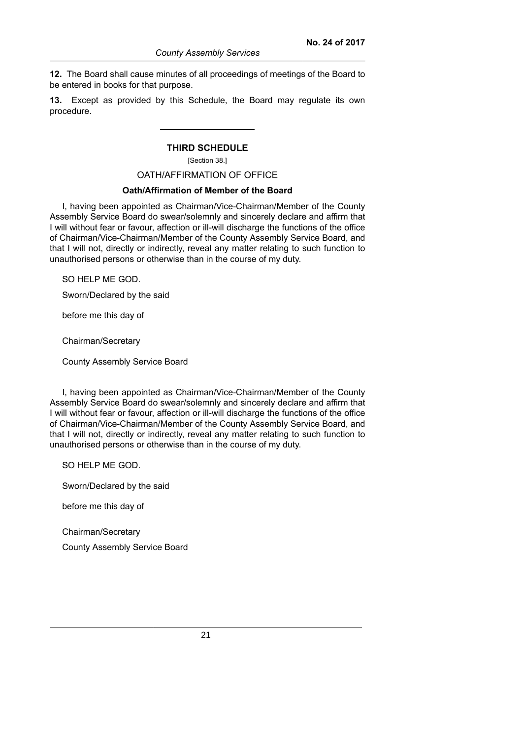**12.** The Board shall cause minutes of all proceedings of meetings of the Board to be entered in books for that purpose.

**13.** Except as provided by this Schedule, the Board may regulate its own procedure.

---

## THIRD SCHEDULE

[Section 38.]

OATH/AFFIRMATION OF OFFICE

### Oath/Affirmation of Member of the Board

I, having been appointed as Chairman/Vice-Chairman/Member of the County Assembly Service Board do swear/solemnly and sincerely declare and affirm that I will without fear or favour, affection or ill-will discharge the functions of the office of Chairman/Vice-Chairman/Member of the County Assembly Service Board, and that I will not, directly or indirectly, reveal any matter relating to such function to unauthorised persons or otherwise than in the course of my duty.

SO HELP ME GOD.

Sworn/Declared by the said

before me this day of

Chairman/Secretary

County Assembly Service Board

I, having been appointed as Chairman/Vice-Chairman/Member of the County Assembly Service Board do swear/solemnly and sincerely declare and affirm that I will without fear or favour, affection or ill-will discharge the functions of the office of Chairman/Vice-Chairman/Member of the County Assembly Service Board, and that I will not, directly or indirectly, reveal any matter relating to such function to unauthorised persons or otherwise than in the course of my duty.

SO HELP ME GOD.

Sworn/Declared by the said

before me this day of

Chairman/Secretary

County Assembly Service Board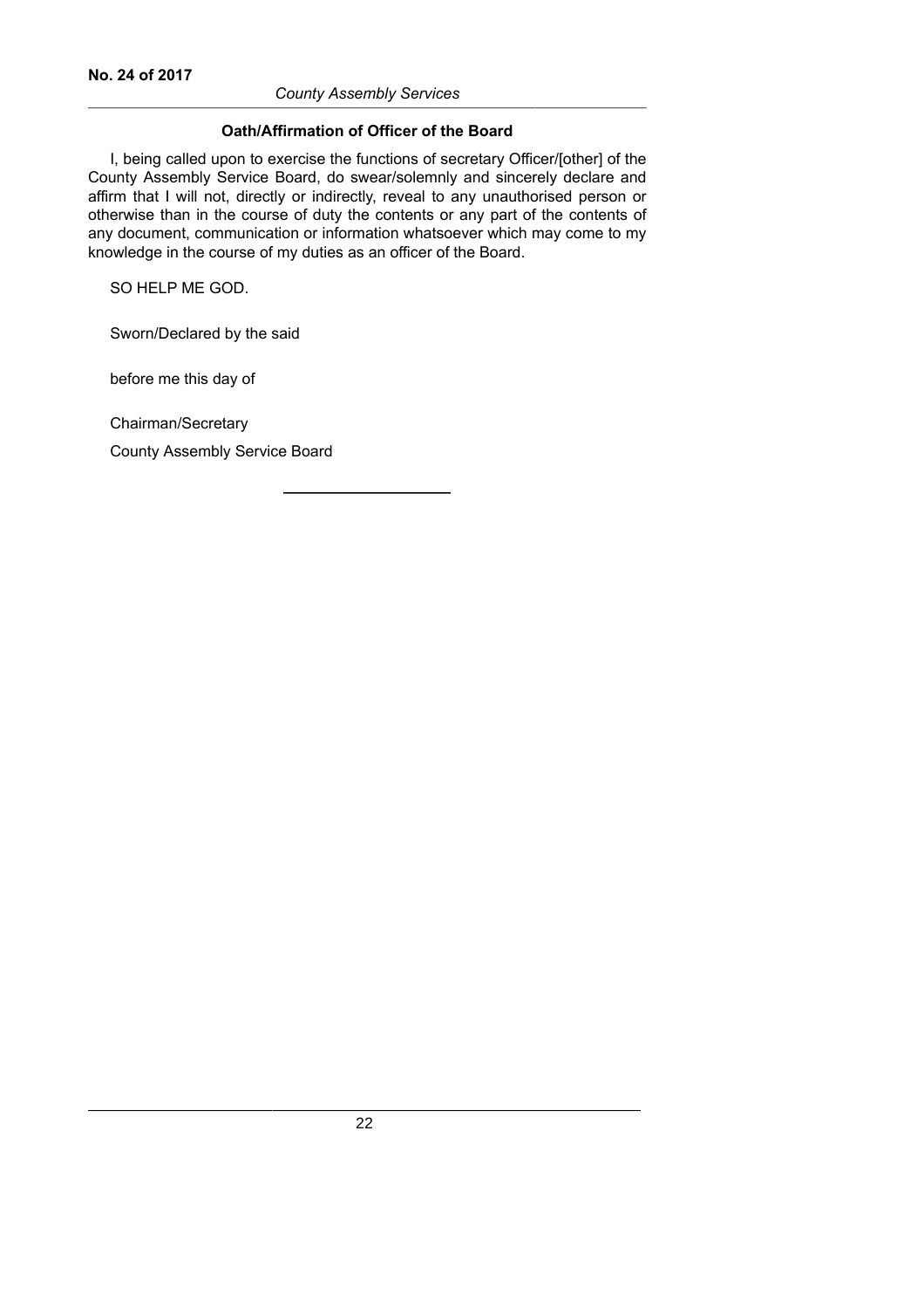### Oath/Affirmation of Officer of the Board

I, being called upon to exercise the functions of secretary Officer/[other] of the County Assembly Service Board, do swear/solemnly and sincerely declare and affirm that I will not, directly or indirectly, reveal to any unauthorised person or otherwise than in the course of duty the contents or any part of the contents of any document, communication or information whatsoever which may come to my knowledge in the course of my duties as an officer of the Board.

SO HELP ME GOD.

Sworn/Declared by the said

before me this day of

Chairman/Secretary

County Assembly Service Board